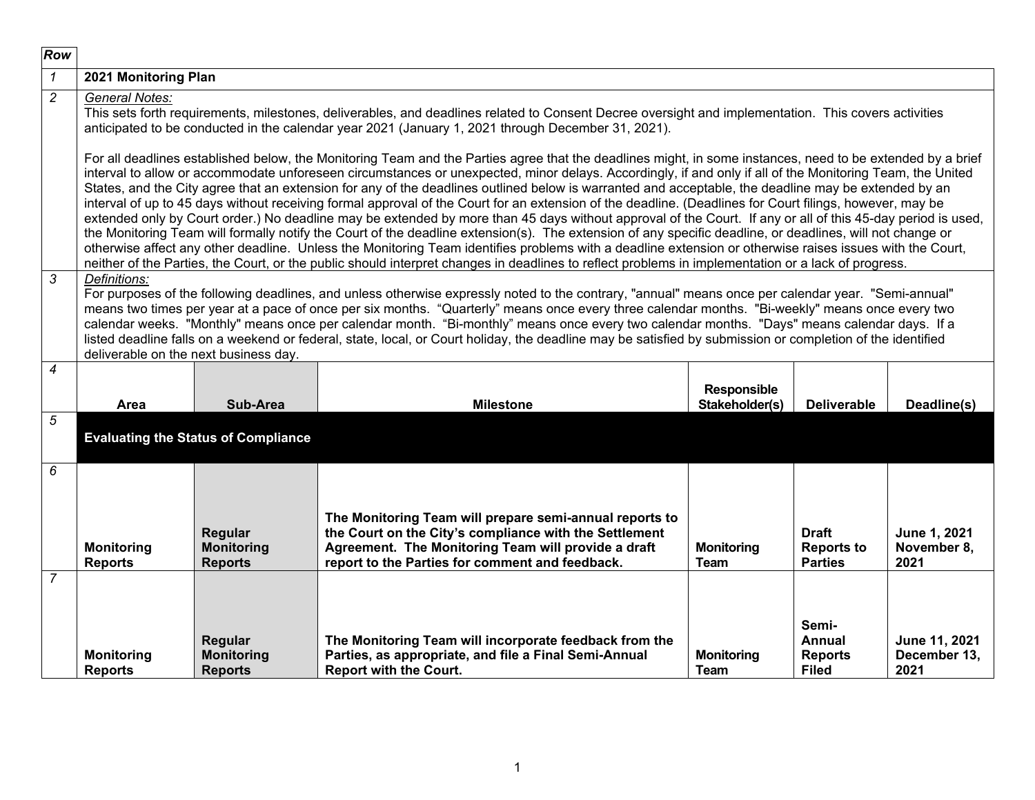| Row | | | | | | |
|---|---|---|---|---|---|---|
| 1 | **2021 Monitoring Plan** | | | | | |
| 2 | *General Notes:* This sets forth requirements, milestones, deliverables, and deadlines related to Consent Decree oversight and implementation. This covers activities anticipated to be conducted in the calendar year 2021 (January 1, 2021 through December 31, 2021). For all deadlines established below, the Monitoring Team and the Parties agree that the deadlines might, in some instances, need to be extended by a brief interval to allow or accommodate unforeseen circumstances or unexpected, minor delays. Accordingly, if and only if all of the Monitoring Team, the United States, and the City agree that an extension for any of the deadlines outlined below is warranted and acceptable, the deadline may be extended by an interval of up to 45 days without receiving formal approval of the Court for an extension of the deadline. (Deadlines for Court filings, however, may be extended only by Court order.) No deadline may be extended by more than 45 days without approval of the Court. If any or all of this 45-day period is used, the Monitoring Team will formally notify the Court of the deadline extension(s). The extension of any specific deadline, or deadlines, will not change or otherwise affect any other deadline. Unless the Monitoring Team identifies problems with a deadline extension or otherwise raises issues with the Court, neither of the Parties, the Court, or the public should interpret changes in deadlines to reflect problems in implementation or a lack of progress. | | | | | |
| 3 | *Definitions:* For purposes of the following deadlines, and unless otherwise expressly noted to the contrary, "annual" means once per calendar year. "Semi-annual" means two times per year at a pace of once per six months. "Quarterly" means once every three calendar months. "Bi-weekly" means once every two calendar weeks. "Monthly" means once per calendar month. "Bi-monthly" means once every two calendar months. "Days" means calendar days. If a listed deadline falls on a weekend or federal, state, local, or Court holiday, the deadline may be satisfied by submission or completion of the identified deliverable on the next business day. | | | | | |
| 4 | **Area** | **Sub-Area** | **Milestone** | **Responsible Stakeholder(s)** | **Deliverable** | **Deadline(s)** |
| 5 | **Evaluating the Status of Compliance** | | | | | |
| 6 | **Monitoring Reports** | **Regular Monitoring Reports** | **The Monitoring Team will prepare semi-annual reports to the Court on the City's compliance with the Settlement Agreement. The Monitoring Team will provide a draft report to the Parties for comment and feedback.** | **Monitoring Team** | **Draft Reports to Parties** | **June 1, 2021 November 8, 2021** |
| 7 | **Monitoring Reports** | **Regular Monitoring Reports** | **The Monitoring Team will incorporate feedback from the Parties, as appropriate, and file a Final Semi-Annual Report with the Court.** | **Monitoring Team** | **Semi-Annual Reports Filed** | **June 11, 2021 December 13, 2021** |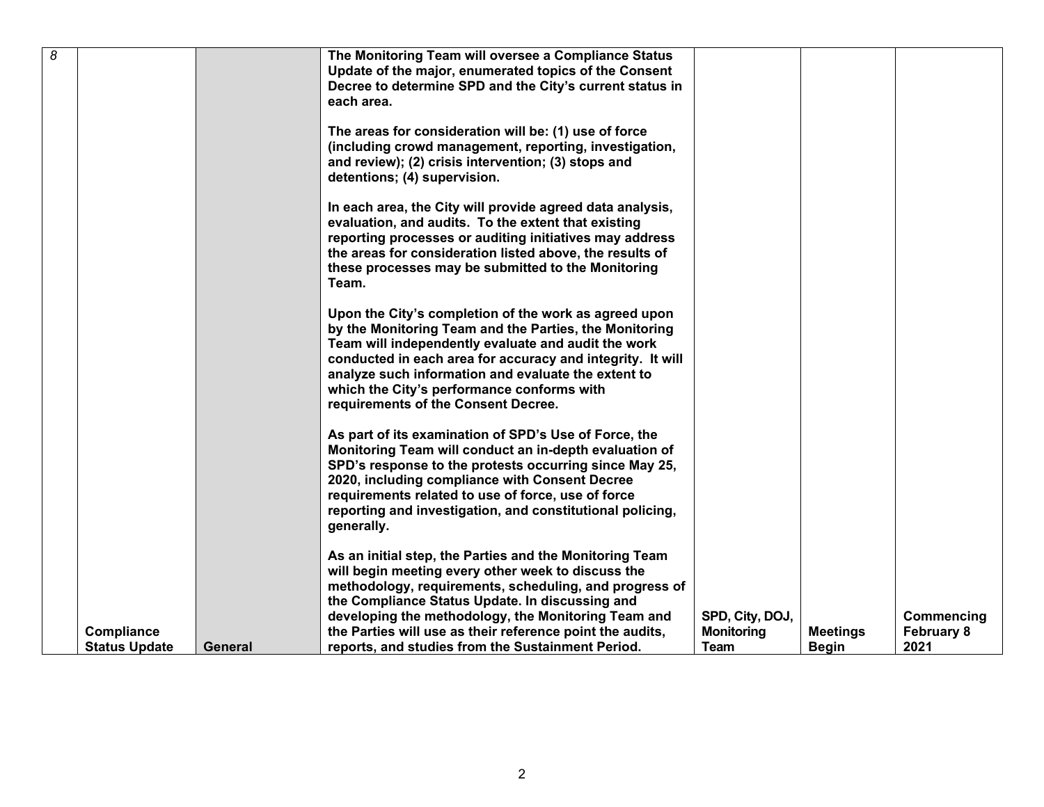| 8 | Compliance Status Update | General | The Monitoring Team will oversee a Compliance Status Update of the major, enumerated topics of the Consent Decree to determine SPD and the City's current status in each area.<br><br>The areas for consideration will be: (1) use of force (including crowd management, reporting, investigation, and review); (2) crisis intervention; (3) stops and detentions; (4) supervision.<br><br>In each area, the City will provide agreed data analysis, evaluation, and audits. To the extent that existing reporting processes or auditing initiatives may address the areas for consideration listed above, the results of these processes may be submitted to the Monitoring Team.<br><br>Upon the City's completion of the work as agreed upon by the Monitoring Team and the Parties, the Monitoring Team will independently evaluate and audit the work conducted in each area for accuracy and integrity. It will analyze such information and evaluate the extent to which the City's performance conforms with requirements of the Consent Decree.<br><br>As part of its examination of SPD's Use of Force, the Monitoring Team will conduct an in-depth evaluation of SPD's response to the protests occurring since May 25, 2020, including compliance with Consent Decree requirements related to use of force, use of force reporting and investigation, and constitutional policing, generally.<br><br>As an initial step, the Parties and the Monitoring Team will begin meeting every other week to discuss the methodology, requirements, scheduling, and progress of the Compliance Status Update. In discussing and developing the methodology, the Monitoring Team and the Parties will use as their reference point the audits, reports, and studies from the Sustainment Period. | SPD, City, DOJ, Monitoring Team | Meetings Begin | Commencing February 8 2021 |
|---|---|---|---|---|---|---|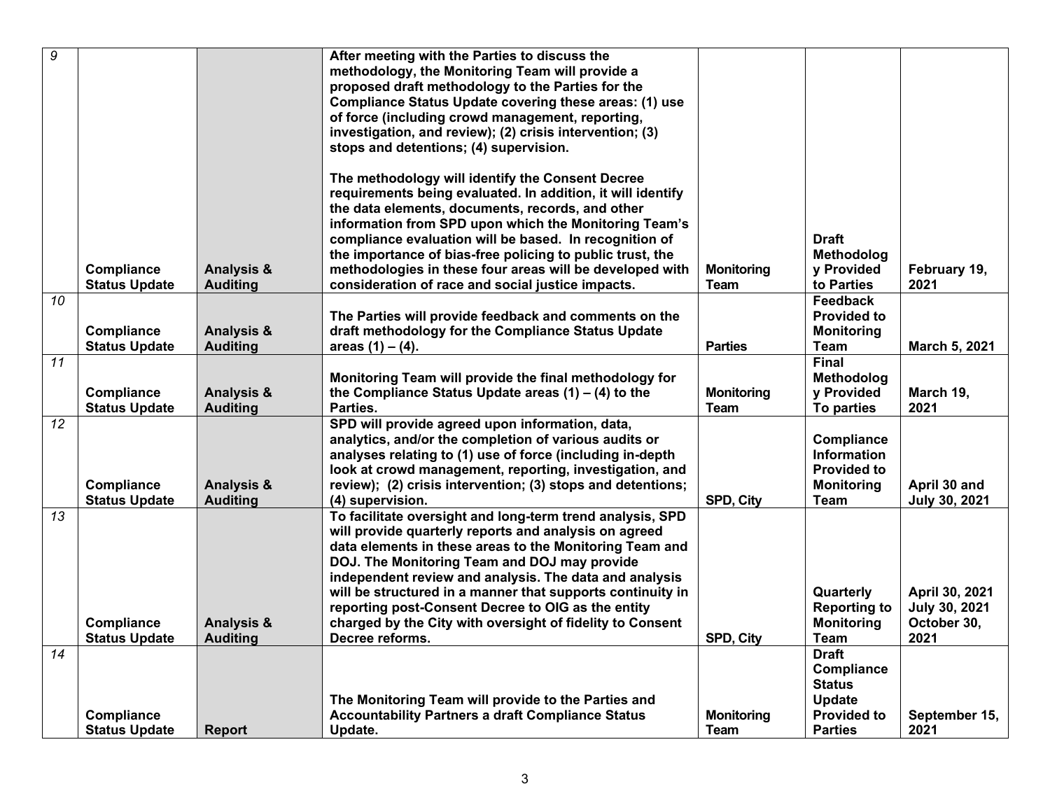| 9 | Compliance Status Update | Analysis & Auditing | After meeting with the Parties to discuss the methodology, the Monitoring Team will provide a proposed draft methodology to the Parties for the Compliance Status Update covering these areas: (1) use of force (including crowd management, reporting, investigation, and review); (2) crisis intervention; (3) stops and detentions; (4) supervision.<br><br>The methodology will identify the Consent Decree requirements being evaluated. In addition, it will identify the data elements, documents, records, and other information from SPD upon which the Monitoring Team's compliance evaluation will be based. In recognition of the importance of bias-free policing to public trust, the methodologies in these four areas will be developed with consideration of race and social justice impacts. | Monitoring Team | Draft Methodology Provided to Parties | February 19, 2021 |
|---|---|---|---|---|---|---|
| 10 | Compliance Status Update | Analysis & Auditing | The Parties will provide feedback and comments on the draft methodology for the Compliance Status Update areas (1) – (4). | Parties | Feedback Provided to Monitoring Team | March 5, 2021 |
| 11 | Compliance Status Update | Analysis & Auditing | Monitoring Team will provide the final methodology for the Compliance Status Update areas (1) – (4) to the Parties. | Monitoring Team | Final Methodology Provided To parties | March 19, 2021 |
| 12 | Compliance Status Update | Analysis & Auditing | SPD will provide agreed upon information, data, analytics, and/or the completion of various audits or analyses relating to (1) use of force (including in-depth look at crowd management, reporting, investigation, and review); (2) crisis intervention; (3) stops and detentions; (4) supervision. | SPD, City | Compliance Information Provided to Monitoring Team | April 30 and July 30, 2021 |
| 13 | Compliance Status Update | Analysis & Auditing | To facilitate oversight and long-term trend analysis, SPD will provide quarterly reports and analysis on agreed data elements in these areas to the Monitoring Team and DOJ. The Monitoring Team and DOJ may provide independent review and analysis. The data and analysis will be structured in a manner that supports continuity in reporting post-Consent Decree to OIG as the entity charged by the City with oversight of fidelity to Consent Decree reforms. | SPD, City | Quarterly Reporting to Monitoring Team | April 30, 2021<br>July 30, 2021<br>October 30, 2021 |
| 14 | Compliance Status Update | Report | The Monitoring Team will provide to the Parties and Accountability Partners a draft Compliance Status Update. | Monitoring Team | Draft Compliance Status Update Provided to Parties | September 15, 2021 |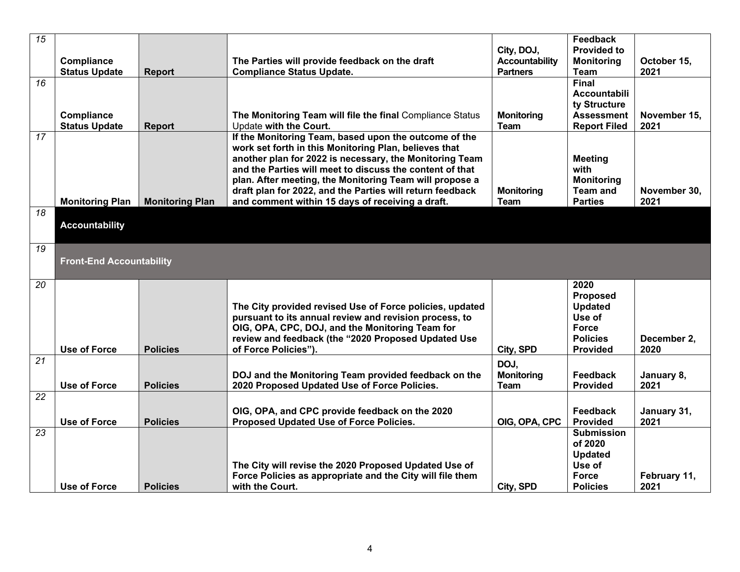| | | | | | | |
|---|---|---|---|---|---|---|
| *15* | **Compliance Status Update** | **Report** | **The Parties will provide feedback on the draft Compliance Status Update.** | **City, DOJ, Accountability Partners** | **Feedback Provided to Monitoring Team** | **October 15, 2021** |
| *16* | **Compliance Status Update** | **Report** | **The Monitoring Team will file the final** Compliance Status Update **with the Court.** | **Monitoring Team** | **Final Accountability Structure Assessment Report Filed** | **November 15, 2021** |
| *17* | **Monitoring Plan** | **Monitoring Plan** | **If the Monitoring Team, based upon the outcome of the work set forth in this Monitoring Plan, believes that another plan for 2022 is necessary, the Monitoring Team and the Parties will meet to discuss the content of that plan. After meeting, the Monitoring Team will propose a draft plan for 2022, and the Parties will return feedback and comment within 15 days of receiving a draft.** | **Monitoring Team** | **Meeting with Monitoring Team and Parties** | **November 30, 2021** |
| *18* | **Accountability** | | | | | |
| *19* | **Front-End Accountability** | | | | | |
| *20* | **Use of Force** | **Policies** | **The City provided revised Use of Force policies, updated pursuant to its annual review and revision process, to OIG, OPA, CPC, DOJ, and the Monitoring Team for review and feedback (the "2020 Proposed Updated Use of Force Policies").** | **City, SPD** | **2020 Proposed Updated Use of Force Policies Provided** | **December 2, 2020** |
| *21* | **Use of Force** | **Policies** | **DOJ and the Monitoring Team provided feedback on the 2020 Proposed Updated Use of Force Policies.** | **DOJ, Monitoring Team** | **Feedback Provided** | **January 8, 2021** |
| *22* | **Use of Force** | **Policies** | **OIG, OPA, and CPC provide feedback on the 2020 Proposed Updated Use of Force Policies.** | **OIG, OPA, CPC** | **Feedback Provided** | **January 31, 2021** |
| *23* | **Use of Force** | **Policies** | **The City will revise the 2020 Proposed Updated Use of Force Policies as appropriate and the City will file them with the Court.** | **City, SPD** | **Submission of 2020 Updated Use of Force Policies** | **February 11, 2021** |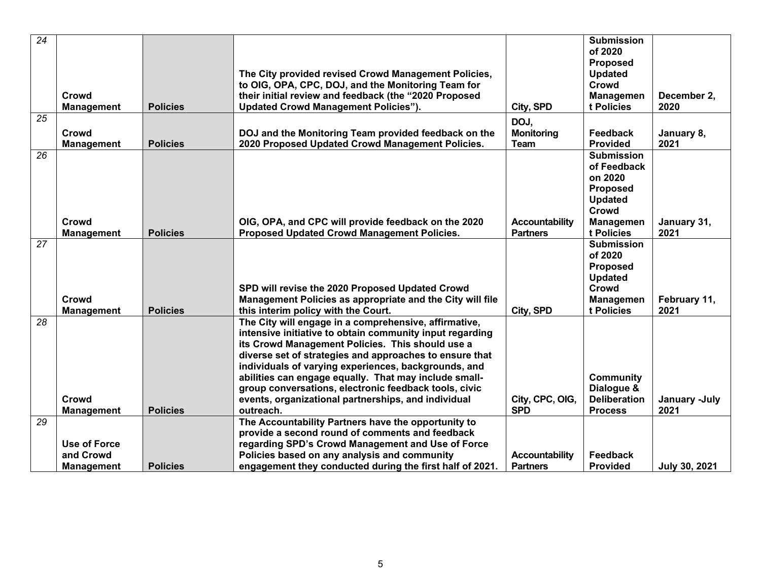| 24 | Crowd Management | Policies | The City provided revised Crowd Management Policies, to OIG, OPA, CPC, DOJ, and the Monitoring Team for their initial review and feedback (the "2020 Proposed Updated Crowd Management Policies"). | City, SPD | Submission of 2020 Proposed Updated Crowd Management Policies | December 2, 2020 |
|---|---|---|---|---|---|---|
| 25 | Crowd Management | Policies | DOJ and the Monitoring Team provided feedback on the 2020 Proposed Updated Crowd Management Policies. | DOJ, Monitoring Team | Feedback Provided | January 8, 2021 |
| 26 | Crowd Management | Policies | OIG, OPA, and CPC will provide feedback on the 2020 Proposed Updated Crowd Management Policies. | Accountability Partners | Submission of Feedback on 2020 Proposed Updated Crowd Management Policies | January 31, 2021 |
| 27 | Crowd Management | Policies | SPD will revise the 2020 Proposed Updated Crowd Management Policies as appropriate and the City will file this interim policy with the Court. | City, SPD | Submission of 2020 Proposed Updated Crowd Management Policies | February 11, 2021 |
| 28 | Crowd Management | Policies | The City will engage in a comprehensive, affirmative, intensive initiative to obtain community input regarding its Crowd Management Policies. This should use a diverse set of strategies and approaches to ensure that individuals of varying experiences, backgrounds, and abilities can engage equally. That may include small-group conversations, electronic feedback tools, civic events, organizational partnerships, and individual outreach. | City, CPC, OIG, SPD | Community Dialogue & Deliberation Process | January -July 2021 |
| 29 | Use of Force and Crowd Management | Policies | The Accountability Partners have the opportunity to provide a second round of comments and feedback regarding SPD's Crowd Management and Use of Force Policies based on any analysis and community engagement they conducted during the first half of 2021. | Accountability Partners | Feedback Provided | July 30, 2021 |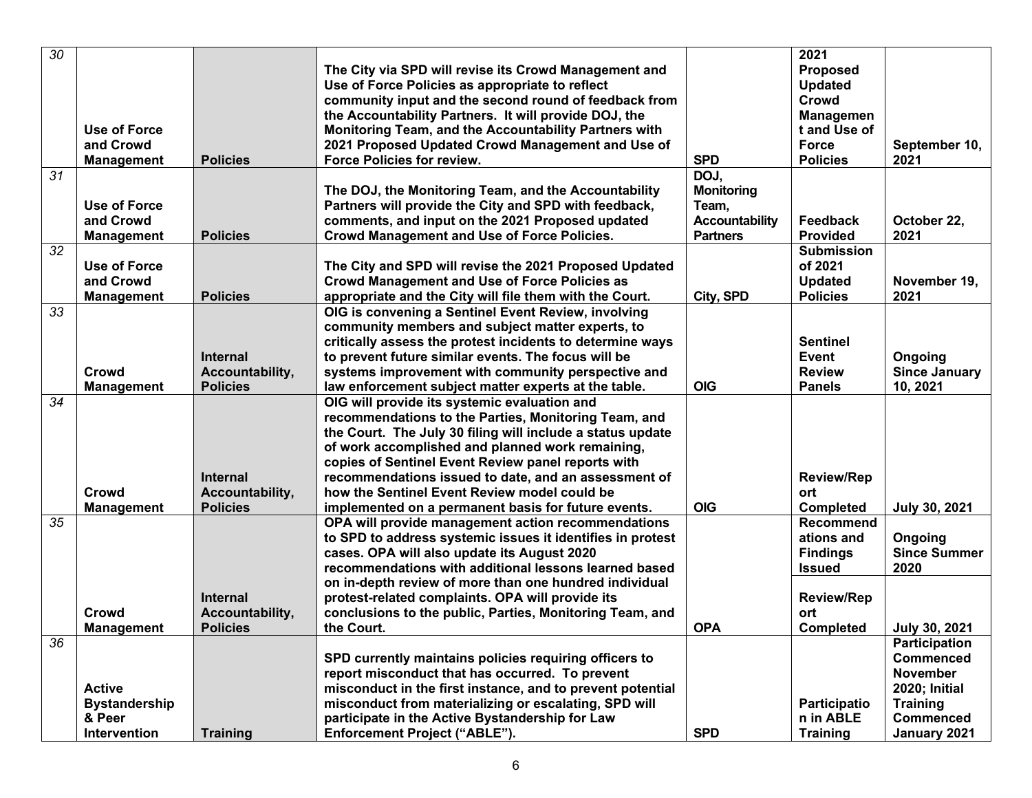| 30 | Use of Force and Crowd Management | Policies | The City via SPD will revise its Crowd Management and Use of Force Policies as appropriate to reflect community input and the second round of feedback from the Accountability Partners. It will provide DOJ, the Monitoring Team, and the Accountability Partners with 2021 Proposed Updated Crowd Management and Use of Force Policies for review. | SPD | 2021 Proposed Updated Crowd Management and Use of Force Policies | September 10, 2021 |
|---|---|---|---|---|---|---|
| 31 | Use of Force and Crowd Management | Policies | The DOJ, the Monitoring Team, and the Accountability Partners will provide the City and SPD with feedback, comments, and input on the 2021 Proposed updated Crowd Management and Use of Force Policies. | DOJ, Monitoring Team, Accountability Partners | Feedback Provided | October 22, 2021 |
| 32 | Use of Force and Crowd Management | Policies | The City and SPD will revise the 2021 Proposed Updated Crowd Management and Use of Force Policies as appropriate and the City will file them with the Court. | City, SPD | Submission of 2021 Updated Policies | November 19, 2021 |
| 33 | Crowd Management | Internal Accountability, Policies | OIG is convening a Sentinel Event Review, involving community members and subject matter experts, to critically assess the protest incidents to determine ways to prevent future similar events. The focus will be systems improvement with community perspective and law enforcement subject matter experts at the table. | OIG | Sentinel Event Review Panels | Ongoing Since January 10, 2021 |
| 34 | Crowd Management | Internal Accountability, Policies | OIG will provide its systemic evaluation and recommendations to the Parties, Monitoring Team, and the Court. The July 30 filing will include a status update of work accomplished and planned work remaining, copies of Sentinel Event Review panel reports with recommendations issued to date, and an assessment of how the Sentinel Event Review model could be implemented on a permanent basis for future events. | OIG | Review/Report Completed | July 30, 2021 |
| 35 | Crowd Management | Internal Accountability, Policies | OPA will provide management action recommendations to SPD to address systemic issues it identifies in protest cases. OPA will also update its August 2020 recommendations with additional lessons learned based on in-depth review of more than one hundred individual protest-related complaints. OPA will provide its conclusions to the public, Parties, Monitoring Team, and the Court. | OPA | Recommendations and Findings Issued<br><br>Review/Report Completed | Ongoing Since Summer 2020<br><br>July 30, 2021 |
| 36 | Active Bystandership & Peer Intervention | Training | SPD currently maintains policies requiring officers to report misconduct that has occurred. To prevent misconduct in the first instance, and to prevent potential misconduct from materializing or escalating, SPD will participate in the Active Bystandership for Law Enforcement Project ("ABLE"). | SPD | Participation in ABLE Training | Participation Commenced November 2020; Initial Training Commenced January 2021 |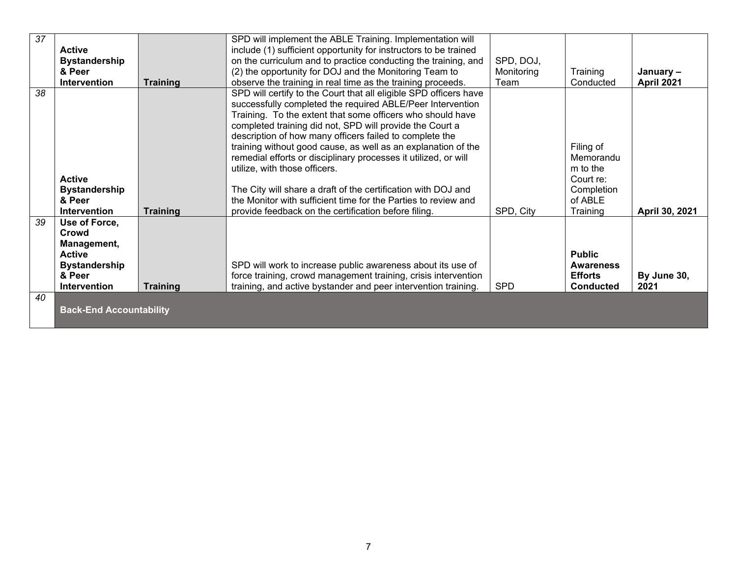| | | | | | | |
|---|---|---|---|---|---|---|
| *37* | **Active Bystandership & Peer Intervention** | **Training** | SPD will implement the ABLE Training. Implementation will include (1) sufficient opportunity for instructors to be trained on the curriculum and to practice conducting the training, and (2) the opportunity for DOJ and the Monitoring Team to observe the training in real time as the training proceeds. | SPD, DOJ, Monitoring Team | Training Conducted | **January – April 2021** |
| *38* | **Active Bystandership & Peer Intervention** | **Training** | SPD will certify to the Court that all eligible SPD officers have successfully completed the required ABLE/Peer Intervention Training. To the extent that some officers who should have completed training did not, SPD will provide the Court a description of how many officers failed to complete the training without good cause, as well as an explanation of the remedial efforts or disciplinary processes it utilized, or will utilize, with those officers.<br><br>The City will share a draft of the certification with DOJ and the Monitor with sufficient time for the Parties to review and provide feedback on the certification before filing. | SPD, City | Filing of Memorandum to the Court re: Completion of ABLE Training | **April 30, 2021** |
| *39* | **Use of Force, Crowd Management, Active Bystandership & Peer Intervention** | **Training** | SPD will work to increase public awareness about its use of force training, crowd management training, crisis intervention training, and active bystander and peer intervention training. | SPD | **Public Awareness Efforts Conducted** | **By June 30, 2021** |
| *40* | **Back-End Accountability** | | | | | |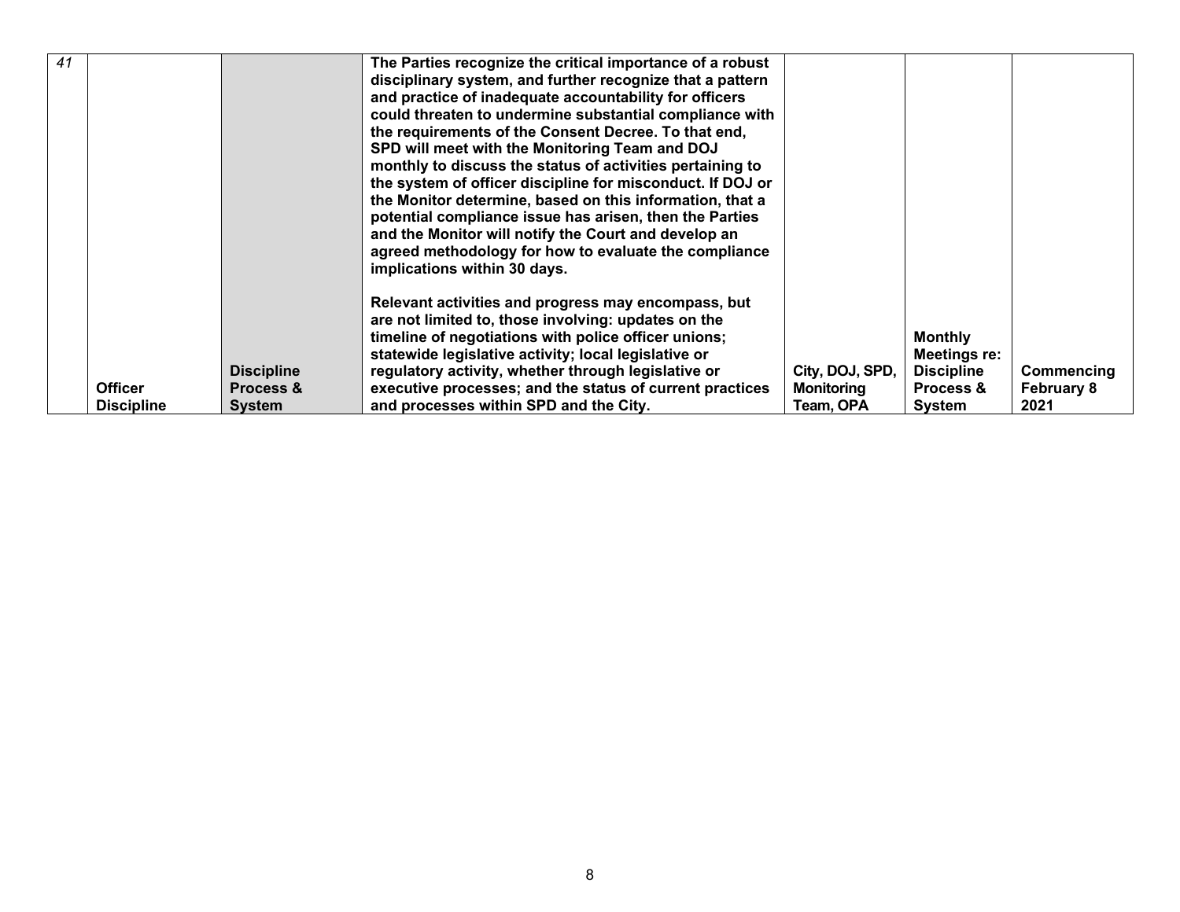| | | | | | | |
|---|---|---|---|---|---|---|
| *41* | **Officer Discipline** | **Discipline Process & System** | **The Parties recognize the critical importance of a robust disciplinary system, and further recognize that a pattern and practice of inadequate accountability for officers could threaten to undermine substantial compliance with the requirements of the Consent Decree. To that end, SPD will meet with the Monitoring Team and DOJ monthly to discuss the status of activities pertaining to the system of officer discipline for misconduct. If DOJ or the Monitor determine, based on this information, that a potential compliance issue has arisen, then the Parties and the Monitor will notify the Court and develop an agreed methodology for how to evaluate the compliance implications within 30 days.**<br><br>**Relevant activities and progress may encompass, but are not limited to, those involving: updates on the timeline of negotiations with police officer unions; statewide legislative activity; local legislative or regulatory activity, whether through legislative or executive processes; and the status of current practices and processes within SPD and the City.** | **City, DOJ, SPD, Monitoring Team, OPA** | **Monthly Meetings re: Discipline Process & System** | **Commencing February 8 2021** |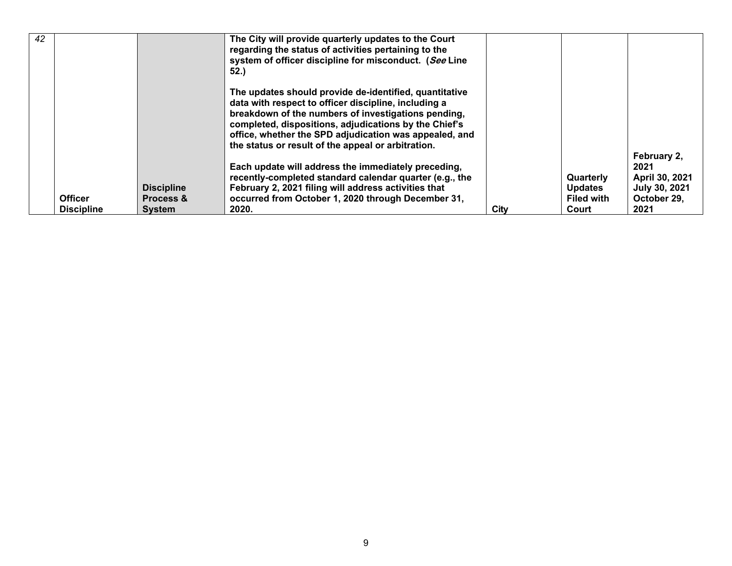| 42 | Officer Discipline | Discipline Process & System | The City will provide quarterly updates to the Court regarding the status of activities pertaining to the system of officer discipline for misconduct. (*See* Line 52.)<br><br>The updates should provide de-identified, quantitative data with respect to officer discipline, including a breakdown of the numbers of investigations pending, completed, dispositions, adjudications by the Chief's office, whether the SPD adjudication was appealed, and the status or result of the appeal or arbitration.<br><br>Each update will address the immediately preceding, recently-completed standard calendar quarter (e.g., the February 2, 2021 filing will address activities that occurred from October 1, 2020 through December 31, 2020. | City | Quarterly Updates Filed with Court | February 2, 2021<br>April 30, 2021<br>July 30, 2021<br>October 29, 2021 |
|---|---|---|---|---|---|---|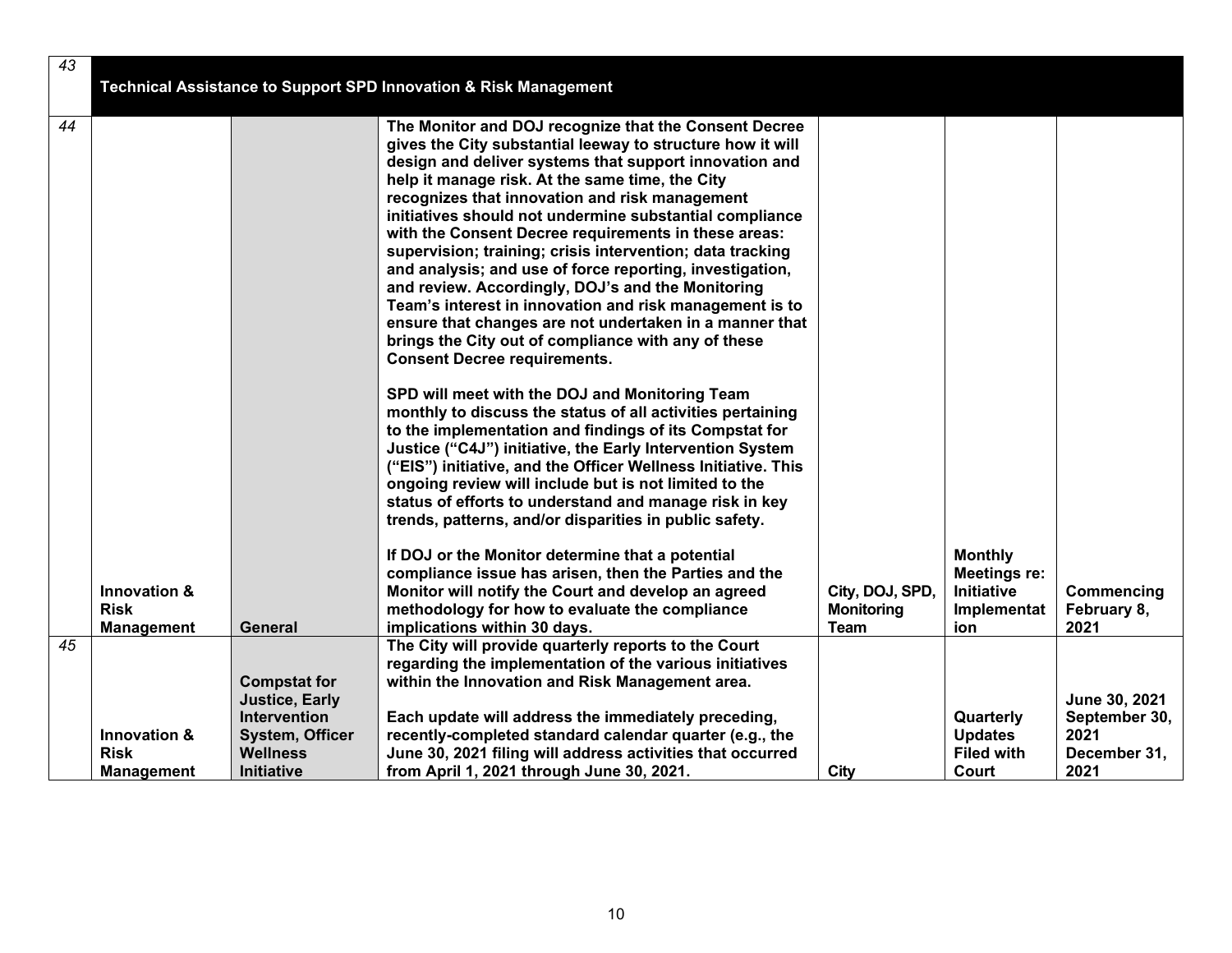| 43 | **Technical Assistance to Support SPD Innovation & Risk Management** | | | | | |
|---|---|---|---|---|---|---|
| 44 | **Innovation & Risk Management** | **General** | **The Monitor and DOJ recognize that the Consent Decree gives the City substantial leeway to structure how it will design and deliver systems that support innovation and help it manage risk. At the same time, the City recognizes that innovation and risk management initiatives should not undermine substantial compliance with the Consent Decree requirements in these areas: supervision; training; crisis intervention; data tracking and analysis; and use of force reporting, investigation, and review. Accordingly, DOJ's and the Monitoring Team's interest in innovation and risk management is to ensure that changes are not undertaken in a manner that brings the City out of compliance with any of these Consent Decree requirements.**<br><br>**SPD will meet with the DOJ and Monitoring Team monthly to discuss the status of all activities pertaining to the implementation and findings of its Compstat for Justice ("C4J") initiative, the Early Intervention System ("EIS") initiative, and the Officer Wellness Initiative. This ongoing review will include but is not limited to the status of efforts to understand and manage risk in key trends, patterns, and/or disparities in public safety.**<br><br>**If DOJ or the Monitor determine that a potential compliance issue has arisen, then the Parties and the Monitor will notify the Court and develop an agreed methodology for how to evaluate the compliance implications within 30 days.** | **City, DOJ, SPD, Monitoring Team** | **Monthly Meetings re: Initiative Implementation** | **Commencing February 8, 2021** |
| 45 | **Innovation & Risk Management** | **Compstat for Justice, Early Intervention System, Officer Wellness Initiative** | **The City will provide quarterly reports to the Court regarding the implementation of the various initiatives within the Innovation and Risk Management area.**<br><br>**Each update will address the immediately preceding, recently-completed standard calendar quarter (e.g., the June 30, 2021 filing will address activities that occurred from April 1, 2021 through June 30, 2021.** | **City** | **Quarterly Updates Filed with Court** | **June 30, 2021**<br>**September 30, 2021**<br>**December 31, 2021** |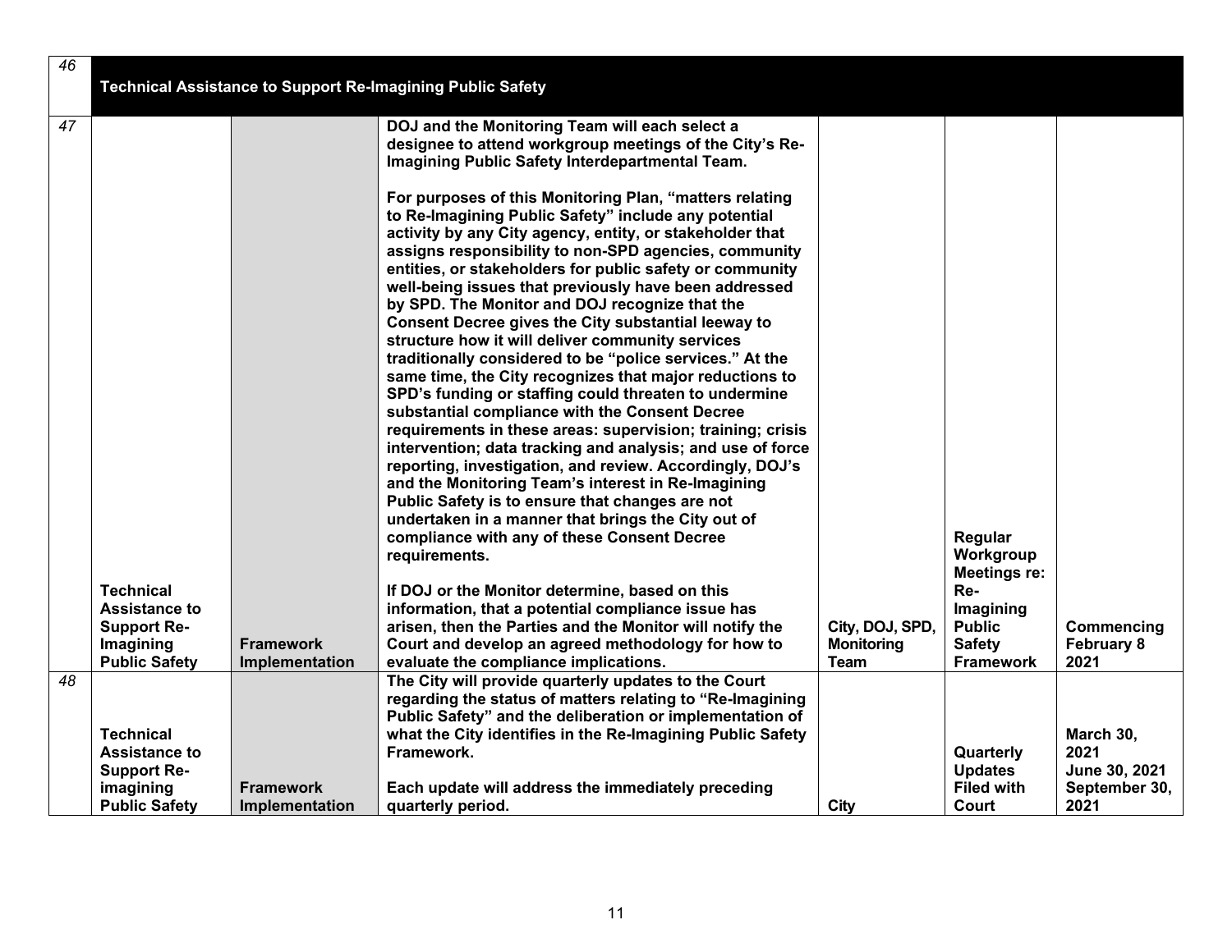| | | | | | | |
|---|---|---|---|---|---|---|
| 46 | **Technical Assistance to Support Re-Imagining Public Safety** | | | | | |
| 47 | **Technical Assistance to Support Re-Imagining Public Safety** | **Framework Implementation** | **DOJ and the Monitoring Team will each select a designee to attend workgroup meetings of the City's Re-Imagining Public Safety Interdepartmental Team.**<br><br>**For purposes of this Monitoring Plan, "matters relating to Re-Imagining Public Safety" include any potential activity by any City agency, entity, or stakeholder that assigns responsibility to non-SPD agencies, community entities, or stakeholders for public safety or community well-being issues that previously have been addressed by SPD. The Monitor and DOJ recognize that the Consent Decree gives the City substantial leeway to structure how it will deliver community services traditionally considered to be "police services." At the same time, the City recognizes that major reductions to SPD's funding or staffing could threaten to undermine substantial compliance with the Consent Decree requirements in these areas: supervision; training; crisis intervention; data tracking and analysis; and use of force reporting, investigation, and review. Accordingly, DOJ's and the Monitoring Team's interest in Re-Imagining Public Safety is to ensure that changes are not undertaken in a manner that brings the City out of compliance with any of these Consent Decree requirements.**<br><br>**If DOJ or the Monitor determine, based on this information, that a potential compliance issue has arisen, then the Parties and the Monitor will notify the Court and develop an agreed methodology for how to evaluate the compliance implications.** | **City, DOJ, SPD, Monitoring Team** | **Regular Workgroup Meetings re: Re-Imagining Public Safety Framework** | **Commencing February 8 2021** |
| 48 | **Technical Assistance to Support Re-imagining Public Safety** | **Framework Implementation** | **The City will provide quarterly updates to the Court regarding the status of matters relating to "Re-Imagining Public Safety" and the deliberation or implementation of what the City identifies in the Re-Imagining Public Safety Framework.**<br><br>**Each update will address the immediately preceding quarterly period.** | **City** | **Quarterly Updates Filed with Court** | **March 30, 2021**<br>**June 30, 2021**<br>**September 30, 2021** |